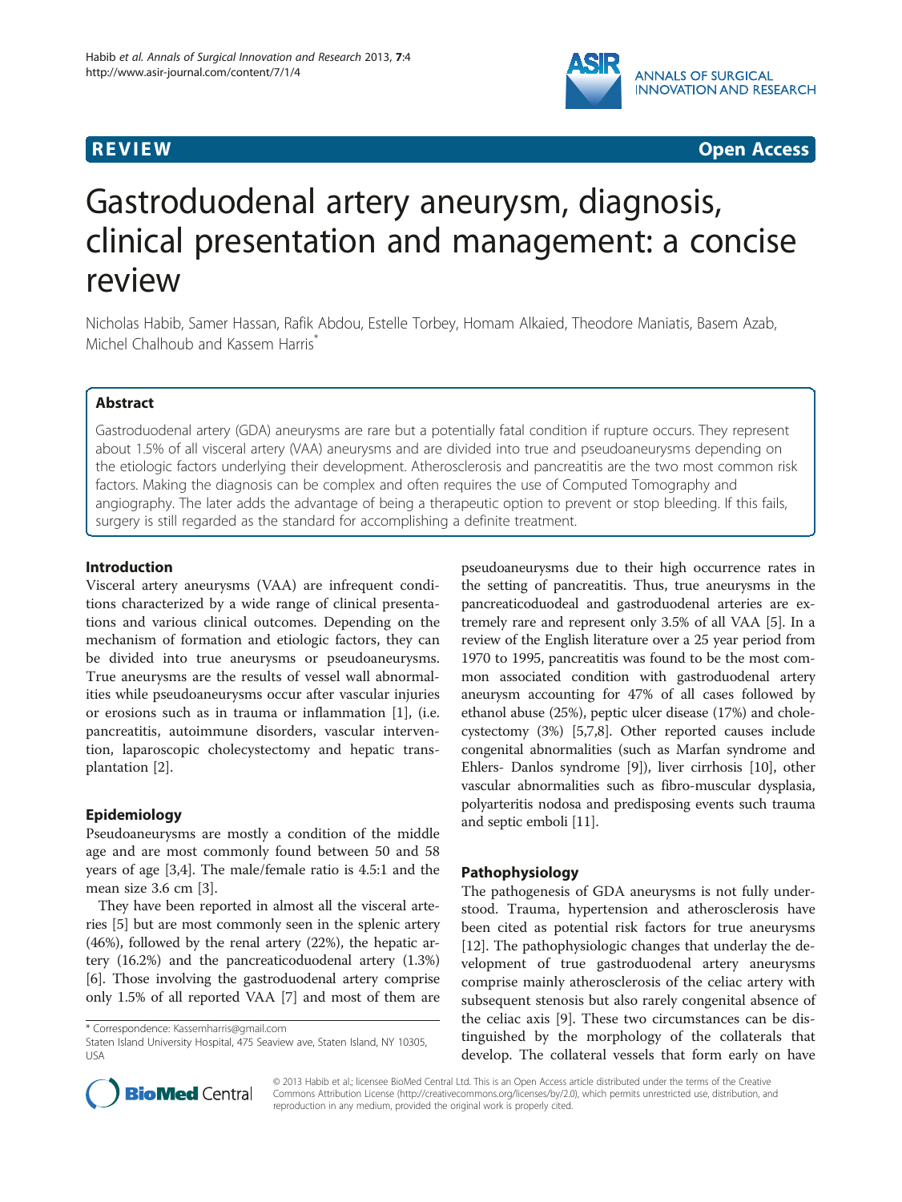**REVIEW** **Open Access**

# Gastroduodenal artery aneurysm, diagnosis, clinical presentation and management: a concise review

Nicholas Habib, Samer Hassan, Rafik Abdou, Estelle Torbey, Homam Alkaied, Theodore Maniatis, Basem Azab, Michel Chalhoub and Kassem Harris*

## Abstract

Gastroduodenal artery (GDA) aneurysms are rare but a potentially fatal condition if rupture occurs. They represent about 1.5% of all visceral artery (VAA) aneurysms and are divided into true and pseudoaneurysms depending on the etiologic factors underlying their development. Atherosclerosis and pancreatitis are the two most common risk factors. Making the diagnosis can be complex and often requires the use of Computed Tomography and angiography. The later adds the advantage of being a therapeutic option to prevent or stop bleeding. If this fails, surgery is still regarded as the standard for accomplishing a definite treatment.

## Introduction

Visceral artery aneurysms (VAA) are infrequent conditions characterized by a wide range of clinical presentations and various clinical outcomes. Depending on the mechanism of formation and etiologic factors, they can be divided into true aneurysms or pseudoaneurysms. True aneurysms are the results of vessel wall abnormalities while pseudoaneurysms occur after vascular injuries or erosions such as in trauma or inflammation [1], (i.e. pancreatitis, autoimmune disorders, vascular intervention, laparoscopic cholecystectomy and hepatic transplantation [2].

## Epidemiology

Pseudoaneurysms are mostly a condition of the middle age and are most commonly found between 50 and 58 years of age [3,4]. The male/female ratio is 4.5:1 and the mean size 3.6 cm [3].

They have been reported in almost all the visceral arteries [5] but are most commonly seen in the splenic artery (46%), followed by the renal artery (22%), the hepatic artery (16.2%) and the pancreaticoduodenal artery (1.3%) [6]. Those involving the gastroduodenal artery comprise only 1.5% of all reported VAA [7] and most of them are pseudoaneurysms due to their high occurrence rates in the setting of pancreatitis. Thus, true aneurysms in the pancreaticoduodeal and gastroduodenal arteries are extremely rare and represent only 3.5% of all VAA [5]. In a review of the English literature over a 25 year period from 1970 to 1995, pancreatitis was found to be the most common associated condition with gastroduodenal artery aneurysm accounting for 47% of all cases followed by ethanol abuse (25%), peptic ulcer disease (17%) and cholecystectomy (3%) [5,7,8]. Other reported causes include congenital abnormalities (such as Marfan syndrome and Ehlers- Danlos syndrome [9]), liver cirrhosis [10], other vascular abnormalities such as fibro-muscular dysplasia, polyarteritis nodosa and predisposing events such trauma and septic emboli [11].

## Pathophysiology

The pathogenesis of GDA aneurysms is not fully understood. Trauma, hypertension and atherosclerosis have been cited as potential risk factors for true aneurysms [12]. The pathophysiologic changes that underlay the development of true gastroduodenal artery aneurysms comprise mainly atherosclerosis of the celiac artery with subsequent stenosis but also rarely congenital absence of the celiac axis [9]. These two circumstances can be distinguished by the morphology of the collaterals that develop. The collateral vessels that form early on have

* Correspondence: Kassemharris@gmail.com
Staten Island University Hospital, 475 Seaview ave, Staten Island, NY 10305, USA

© 2013 Habib et al.; licensee BioMed Central Ltd. This is an Open Access article distributed under the terms of the Creative Commons Attribution License (http://creativecommons.org/licenses/by/2.0), which permits unrestricted use, distribution, and reproduction in any medium, provided the original work is properly cited.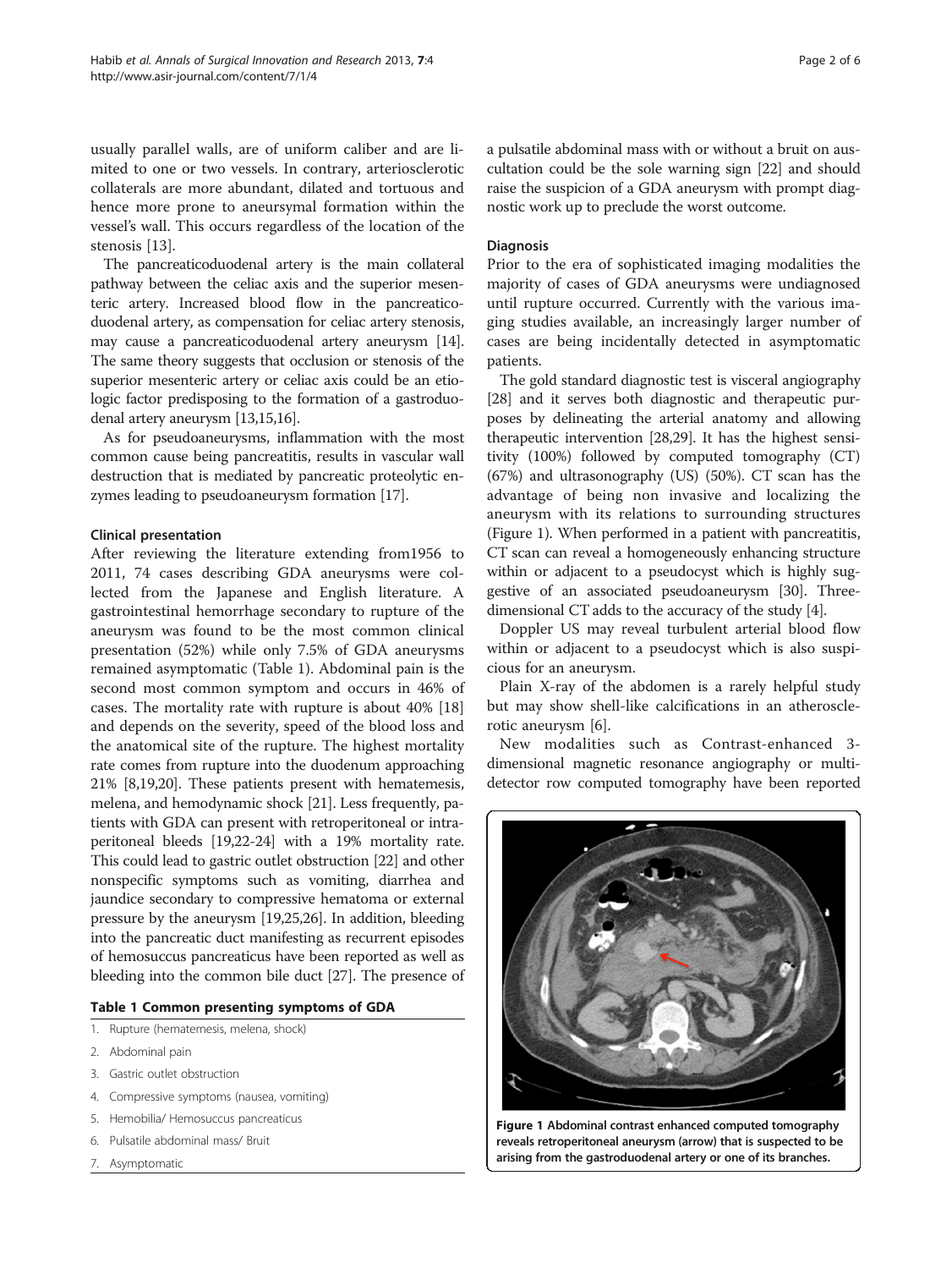usually parallel walls, are of uniform caliber and are limited to one or two vessels. In contrary, arteriosclerotic collaterals are more abundant, dilated and tortuous and hence more prone to aneurysmal formation within the vessel's wall. This occurs regardless of the location of the stenosis [13].

The pancreaticoduodenal artery is the main collateral pathway between the celiac axis and the superior mesenteric artery. Increased blood flow in the pancreaticoduodenal artery, as compensation for celiac artery stenosis, may cause a pancreaticoduodenal artery aneurysm [14]. The same theory suggests that occlusion or stenosis of the superior mesenteric artery or celiac axis could be an etiologic factor predisposing to the formation of a gastroduodenal artery aneurysm [13,15,16].

As for pseudoaneurysms, inflammation with the most common cause being pancreatitis, results in vascular wall destruction that is mediated by pancreatic proteolytic enzymes leading to pseudoaneurysm formation [17].

### Clinical presentation

After reviewing the literature extending from1956 to 2011, 74 cases describing GDA aneurysms were collected from the Japanese and English literature. A gastrointestinal hemorrhage secondary to rupture of the aneurysm was found to be the most common clinical presentation (52%) while only 7.5% of GDA aneurysms remained asymptomatic (Table 1). Abdominal pain is the second most common symptom and occurs in 46% of cases. The mortality rate with rupture is about 40% [18] and depends on the severity, speed of the blood loss and the anatomical site of the rupture. The highest mortality rate comes from rupture into the duodenum approaching 21% [8,19,20]. These patients present with hematemesis, melena, and hemodynamic shock [21]. Less frequently, patients with GDA can present with retroperitoneal or intraperitoneal bleeds [19,22-24] with a 19% mortality rate. This could lead to gastric outlet obstruction [22] and other nonspecific symptoms such as vomiting, diarrhea and jaundice secondary to compressive hematoma or external pressure by the aneurysm [19,25,26]. In addition, bleeding into the pancreatic duct manifesting as recurrent episodes of hemosuccus pancreaticus have been reported as well as bleeding into the common bile duct [27]. The presence of a pulsatile abdominal mass with or without a bruit on auscultation could be the sole warning sign [22] and should raise the suspicion of a GDA aneurysm with prompt diagnostic work up to preclude the worst outcome.

**Table 1 Common presenting symptoms of GDA**

1. Rupture (hematemesis, melena, shock)
2. Abdominal pain
3. Gastric outlet obstruction
4. Compressive symptoms (nausea, vomiting)
5. Hemobilia/ Hemosuccus pancreaticus
6. Pulsatile abdominal mass/ Bruit
7. Asymptomatic

### Diagnosis

Prior to the era of sophisticated imaging modalities the majority of cases of GDA aneurysms were undiagnosed until rupture occurred. Currently with the various imaging studies available, an increasingly larger number of cases are being incidentally detected in asymptomatic patients.

The gold standard diagnostic test is visceral angiography [28] and it serves both diagnostic and therapeutic purposes by delineating the arterial anatomy and allowing therapeutic intervention [28,29]. It has the highest sensitivity (100%) followed by computed tomography (CT) (67%) and ultrasonography (US) (50%). CT scan has the advantage of being non invasive and localizing the aneurysm with its relations to surrounding structures (Figure 1). When performed in a patient with pancreatitis, CT scan can reveal a homogeneously enhancing structure within or adjacent to a pseudocyst which is highly suggestive of an associated pseudoaneurysm [30]. Three-dimensional CT adds to the accuracy of the study [4].

Doppler US may reveal turbulent arterial blood flow within or adjacent to a pseudocyst which is also suspicious for an aneurysm.

Plain X-ray of the abdomen is a rarely helpful study but may show shell-like calcifications in an atherosclerotic aneurysm [6].

New modalities such as Contrast-enhanced 3-dimensional magnetic resonance angiography or multidetector row computed tomography have been reported

**Figure 1 Abdominal contrast enhanced computed tomography reveals retroperitoneal aneurysm (arrow) that is suspected to be arising from the gastroduodenal artery or one of its branches.**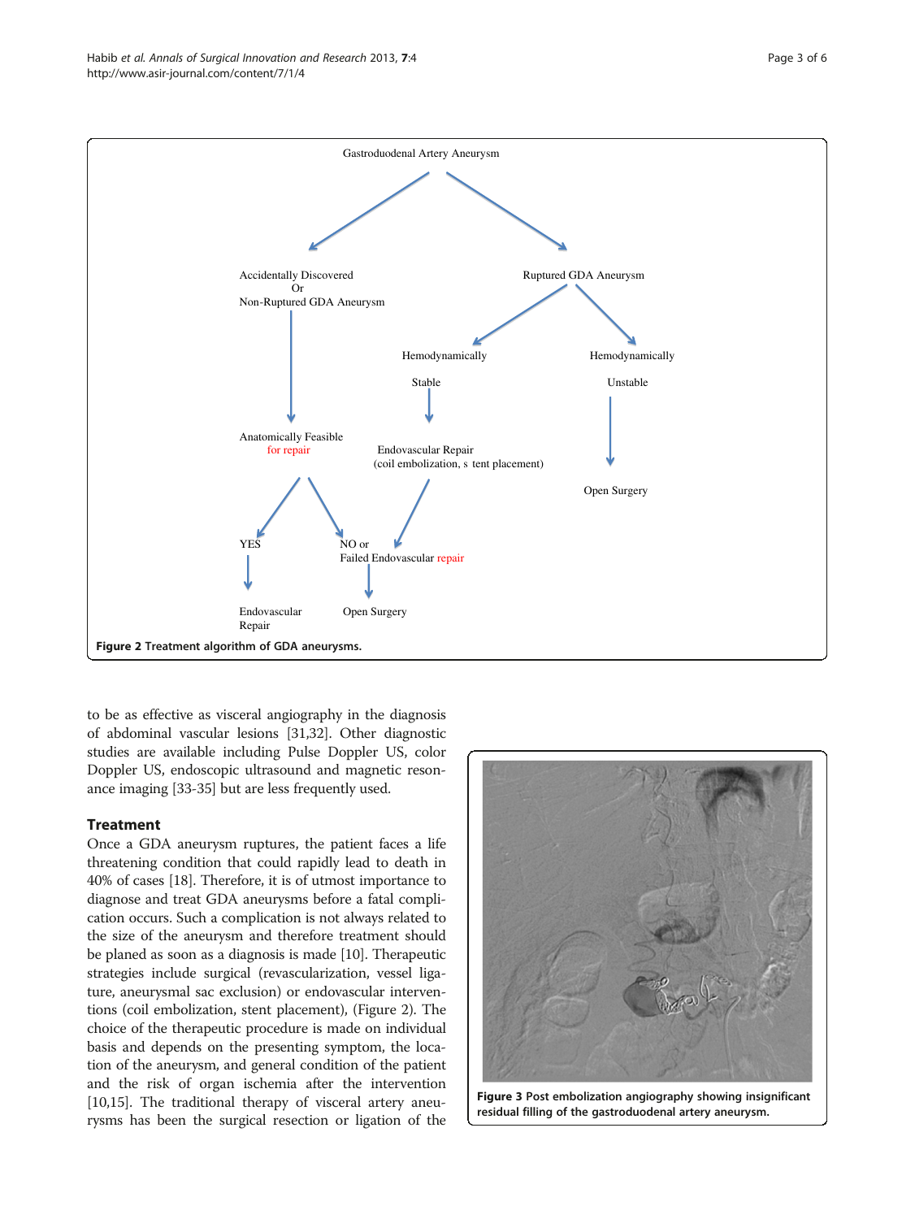**Figure 2** Treatment algorithm of GDA aneurysms.

to be as effective as visceral angiography in the diagnosis of abdominal vascular lesions [31,32]. Other diagnostic studies are available including Pulse Doppler US, color Doppler US, endoscopic ultrasound and magnetic resonance imaging [33-35] but are less frequently used.

## Treatment

Once a GDA aneurysm ruptures, the patient faces a life threatening condition that could rapidly lead to death in 40% of cases [18]. Therefore, it is of utmost importance to diagnose and treat GDA aneurysms before a fatal complication occurs. Such a complication is not always related to the size of the aneurysm and therefore treatment should be planed as soon as a diagnosis is made [10]. Therapeutic strategies include surgical (revascularization, vessel ligature, aneurysmal sac exclusion) or endovascular interventions (coil embolization, stent placement), (Figure 2). The choice of the therapeutic procedure is made on individual basis and depends on the presenting symptom, the location of the aneurysm, and general condition of the patient and the risk of organ ischemia after the intervention [10,15]. The traditional therapy of visceral artery aneurysms has been the surgical resection or ligation of the

**Figure 3** Post embolization angiography showing insignificant residual filling of the gastroduodenal artery aneurysm.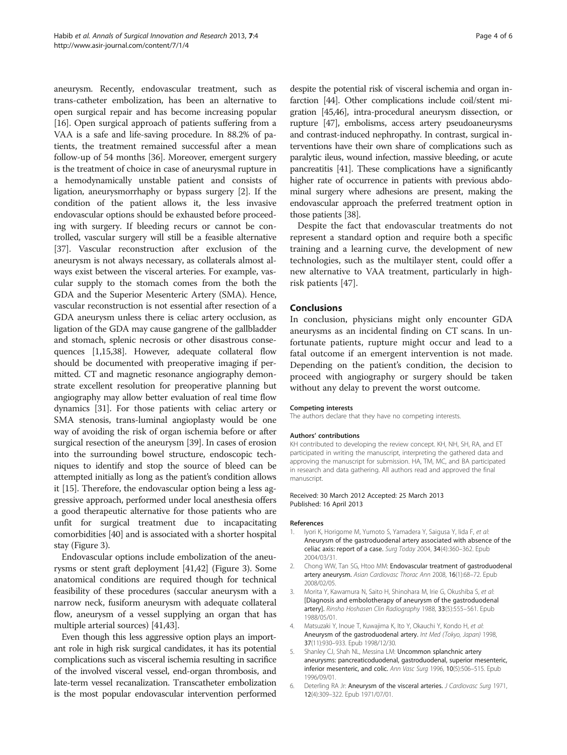aneurysm. Recently, endovascular treatment, such as trans-catheter embolization, has been an alternative to open surgical repair and has become increasing popular [16]. Open surgical approach of patients suffering from a VAA is a safe and life-saving procedure. In 88.2% of patients, the treatment remained successful after a mean follow-up of 54 months [36]. Moreover, emergent surgery is the treatment of choice in case of aneurysmal rupture in a hemodynamically unstable patient and consists of ligation, aneurysmorrhaphy or bypass surgery [2]. If the condition of the patient allows it, the less invasive endovascular options should be exhausted before proceeding with surgery. If bleeding recurs or cannot be controlled, vascular surgery will still be a feasible alternative [37]. Vascular reconstruction after exclusion of the aneurysm is not always necessary, as collaterals almost always exist between the visceral arteries. For example, vascular supply to the stomach comes from the both the GDA and the Superior Mesenteric Artery (SMA). Hence, vascular reconstruction is not essential after resection of a GDA aneurysm unless there is celiac artery occlusion, as ligation of the GDA may cause gangrene of the gallbladder and stomach, splenic necrosis or other disastrous consequences [1,15,38]. However, adequate collateral flow should be documented with preoperative imaging if permitted. CT and magnetic resonance angiography demonstrate excellent resolution for preoperative planning but angiography may allow better evaluation of real time flow dynamics [31]. For those patients with celiac artery or SMA stenosis, trans-luminal angioplasty would be one way of avoiding the risk of organ ischemia before or after surgical resection of the aneurysm [39]. In cases of erosion into the surrounding bowel structure, endoscopic techniques to identify and stop the source of bleed can be attempted initially as long as the patient's condition allows it [15]. Therefore, the endovascular option being a less aggressive approach, performed under local anesthesia offers a good therapeutic alternative for those patients who are unfit for surgical treatment due to incapacitating comorbidities [40] and is associated with a shorter hospital stay (Figure 3).

Endovascular options include embolization of the aneurysms or stent graft deployment [41,42] (Figure 3). Some anatomical conditions are required though for technical feasibility of these procedures (saccular aneurysm with a narrow neck, fusiform aneurysm with adequate collateral flow, aneurysm of a vessel supplying an organ that has multiple arterial sources) [41,43].

Even though this less aggressive option plays an important role in high risk surgical candidates, it has its potential complications such as visceral ischemia resulting in sacrifice of the involved visceral vessel, end-organ thrombosis, and late-term vessel recanalization. Transcatheter embolization is the most popular endovascular intervention performed despite the potential risk of visceral ischemia and organ infarction [44]. Other complications include coil/stent migration [45,46], intra-procedural aneurysm dissection, or rupture [47], embolisms, access artery pseudoaneurysms and contrast-induced nephropathy. In contrast, surgical interventions have their own share of complications such as paralytic ileus, wound infection, massive bleeding, or acute pancreatitis [41]. These complications have a significantly higher rate of occurrence in patients with previous abdominal surgery where adhesions are present, making the endovascular approach the preferred treatment option in those patients [38].

Despite the fact that endovascular treatments do not represent a standard option and require both a specific training and a learning curve, the development of new technologies, such as the multilayer stent, could offer a new alternative to VAA treatment, particularly in high-risk patients [47].

## Conclusions

In conclusion, physicians might only encounter GDA aneurysms as an incidental finding on CT scans. In unfortunate patients, rupture might occur and lead to a fatal outcome if an emergent intervention is not made. Depending on the patient's condition, the decision to proceed with angiography or surgery should be taken without any delay to prevent the worst outcome.

#### Competing interests

The authors declare that they have no competing interests.

#### Authors' contributions

KH contributed to developing the review concept. KH, NH, SH, RA, and ET participated in writing the manuscript, interpreting the gathered data and approving the manuscript for submission. HA, TM, MC, and BA participated in research and data gathering. All authors read and approved the final manuscript.

Received: 30 March 2012 Accepted: 25 March 2013
Published: 16 April 2013

#### References

1. Iyori K, Horigome M, Yumoto S, Yamadera Y, Saigusa Y, Iida F, *et al*: **Aneurysm of the gastroduodenal artery associated with absence of the celiac axis: report of a case.** *Surg Today* 2004, **34**(4):360–362. Epub 2004/03/31.
2. Chong WW, Tan SG, Htoo MM: **Endovascular treatment of gastroduodenal artery aneurysm.** *Asian Cardiovasc Thorac Ann* 2008, **16**(1):68–72. Epub 2008/02/05.
3. Morita Y, Kawamura N, Saito H, Shinohara M, Irie G, Okushiba S, *et al*: **[Diagnosis and embolotherapy of aneurysm of the gastroduodenal artery].** *Rinsho Hoshasen Clin Radiography* 1988, **33**(5):555–561. Epub 1988/05/01.
4. Matsuzaki Y, Inoue T, Kuwajima K, Ito Y, Okauchi Y, Kondo H, *et al*: **Aneurysm of the gastroduodenal artery.** *Int Med (Tokyo, Japan)* 1998, **37**(11):930–933. Epub 1998/12/30.
5. Shanley CJ, Shah NL, Messina LM: **Uncommon splanchnic artery aneurysms: pancreaticoduodenal, gastroduodenal, superior mesenteric, inferior mesenteric, and colic.** *Ann Vasc Surg* 1996, **10**(5):506–515. Epub 1996/09/01.
6. Deterling RA Jr: **Aneurysm of the visceral arteries.** *J Cardiovasc Surg* 1971, **12**(4):309–322. Epub 1971/07/01.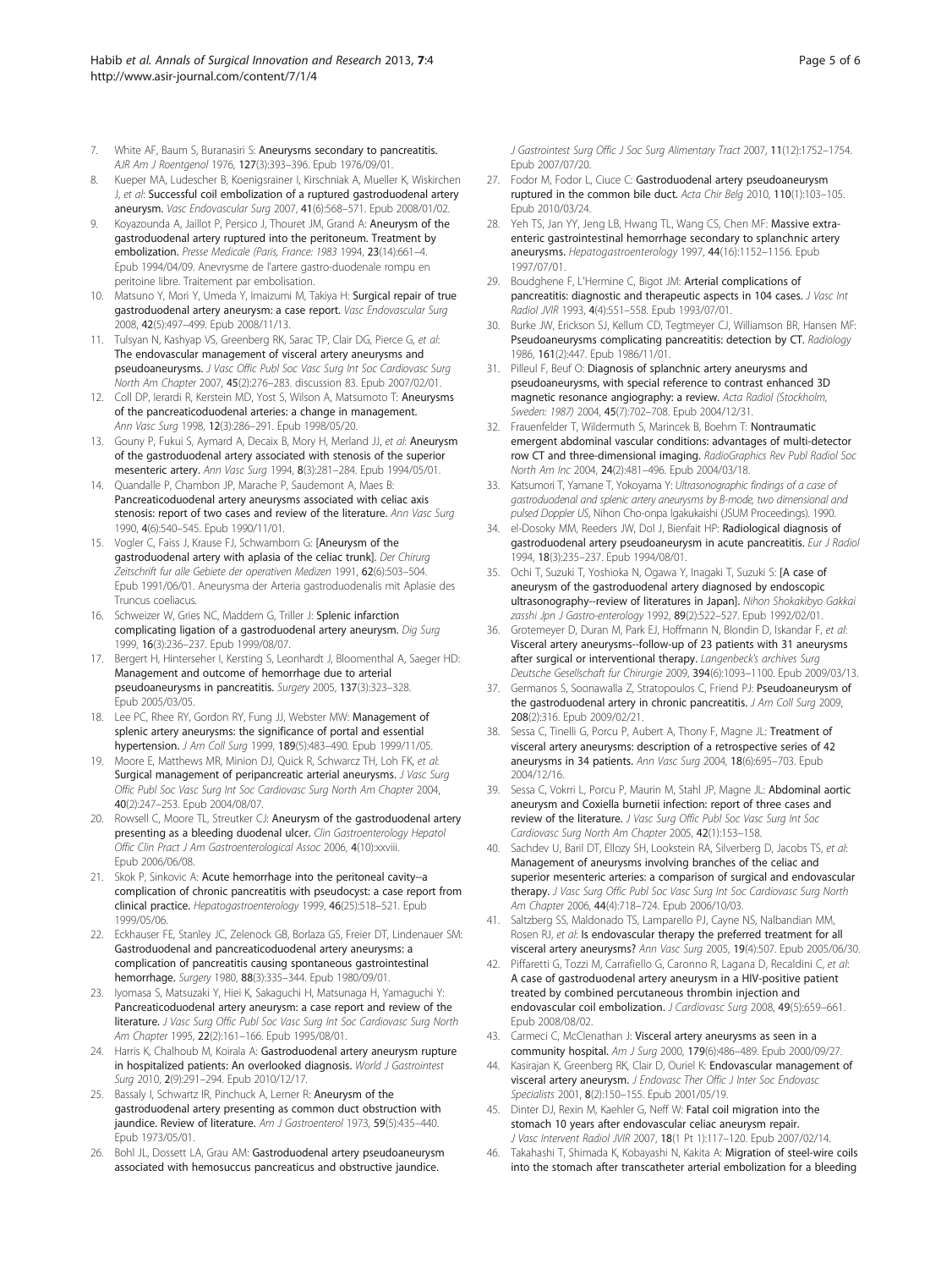7. White AF, Baum S, Buranasiri S: **Aneurysms secondary to pancreatitis.** *AJR Am J Roentgenol* 1976, **127**(3):393–396. Epub 1976/09/01.
8. Kueper MA, Ludescher B, Koenigsrainer I, Kirschniak A, Mueller K, Wiskirchen J, *et al*: **Successful coil embolization of a ruptured gastroduodenal artery aneurysm.** *Vasc Endovascular Surg* 2007, **41**(6):568–571. Epub 2008/01/02.
9. Koyazounda A, Jaillot P, Persico J, Thouret JM, Grand A: **Aneurysm of the gastroduodenal artery ruptured into the peritoneum. Treatment by embolization.** *Presse Medicale (Paris, France: 1983* 1994, **23**(14):661–4. Epub 1994/04/09. Anevrysme de l'artere gastro-duodenale rompu en peritoine libre. Traitement par embolisation.
10. Matsuno Y, Mori Y, Umeda Y, Imaizumi M, Takiya H: **Surgical repair of true gastroduodenal artery aneurysm: a case report.** *Vasc Endovascular Surg* 2008, **42**(5):497–499. Epub 2008/11/13.
11. Tulsyan N, Kashyap VS, Greenberg RK, Sarac TP, Clair DG, Pierce G, *et al*: **The endovascular management of visceral artery aneurysms and pseudoaneurysms.** *J Vasc Surg Offic Publ Soc Vasc Surg Int Soc Cardiovasc Surg North Am Chapter* 2007, **45**(2):276–283. discussion 83. Epub 2007/02/01.
12. Coll DP, Ierardi R, Kerstein MD, Yost S, Wilson A, Matsumoto T: **Aneurysms of the pancreaticoduodenal arteries: a change in management.** *Ann Vasc Surg* 1998, **12**(3):286–291. Epub 1998/05/20.
13. Gouny P, Fukui S, Aymard A, Decaix B, Mory H, Merland JJ, *et al*: **Aneurysm of the gastroduodenal artery associated with stenosis of the superior mesenteric artery.** *Ann Vasc Surg* 1994, **8**(3):281–284. Epub 1994/05/01.
14. Quandalle P, Chambon JP, Marache P, Saudemont A, Maes B: **Pancreaticoduodenal artery aneurysms associated with celiac axis stenosis: report of two cases and review of the literature.** *Ann Vasc Surg* 1990, **4**(6):540–545. Epub 1990/11/01.
15. Vogler C, Faiss J, Krause FJ, Schwamborn G: **[Aneurysm of the gastroduodenal artery with aplasia of the celiac trunk].** *Der Chirurg Zeitschrift fur alle Gebiete der operativen Medizen* 1991, **62**(6):503–504. Epub 1991/06/01. Aneurysma der Arteria gastroduodenalis mit Aplasie des Truncus coeliacus.
16. Schweizer W, Gries NC, Maddern G, Triller J: **Splenic infarction complicating ligation of a gastroduodenal artery aneurysm.** *Dig Surg* 1999, **16**(3):236–237. Epub 1999/08/07.
17. Bergert H, Hinterseher I, Kersting S, Leonhardt J, Bloomenthal A, Saeger HD: **Management and outcome of hemorrhage due to arterial pseudoaneurysms in pancreatitis.** *Surgery* 2005, **137**(3):323–328. Epub 2005/03/05.
18. Lee PC, Rhee RY, Gordon RY, Fung JJ, Webster MW: **Management of splenic artery aneurysms: the significance of portal and essential hypertension.** *J Am Coll Surg* 1999, **189**(5):483–490. Epub 1999/11/05.
19. Moore E, Matthews MR, Minion DJ, Quick R, Schwarcz TH, Loh FK, *et al*: **Surgical management of peripancreatic arterial aneurysms.** *J Vasc Surg Offic Publ Soc Vasc Surg Int Soc Cardiovasc Surg North Am Chapter* 2004, **40**(2):247–253. Epub 2004/08/07.
20. Rowsell C, Moore TL, Streutker CJ: **Aneurysm of the gastroduodenal artery presenting as a bleeding duodenal ulcer.** *Clin Gastroenterology Hepatol Offic Clin Pract J Am Gastroenterological Assoc* 2006, **4**(10):xxviii. Epub 2006/06/08.
21. Skok P, Sinkovic A: **Acute hemorrhage into the peritoneal cavity--a complication of chronic pancreatitis with pseudocyst: a case report from clinical practice.** *Hepatogastroenterology* 1999, **46**(25):518–521. Epub 1999/05/06.
22. Eckhauser FE, Stanley JC, Zelenock GB, Borlaza GS, Freier DT, Lindenauer SM: **Gastroduodenal and pancreaticoduodenal artery aneurysms: a complication of pancreatitis causing spontaneous gastrointestinal hemorrhage.** *Surgery* 1980, **88**(3):335–344. Epub 1980/09/01.
23. Iyomasa S, Matsuzaki Y, Hiei K, Sakaguchi H, Matsunaga H, Yamaguchi Y: **Pancreaticoduodenal artery aneurysm: a case report and review of the literature.** *J Vasc Surg Offic Publ Soc Vasc Surg Int Soc Cardiovasc Surg North Am Chapter* 1995, **22**(2):161–166. Epub 1995/08/01.
24. Harris K, Chalhoub M, Koirala A: **Gastroduodenal artery aneurysm rupture in hospitalized patients: An overlooked diagnosis.** *World J Gastrointest Surg* 2010, **2**(9):291–294. Epub 2010/12/17.
25. Bassaly I, Schwartz IR, Pinchuck A, Lerner R: **Aneurysm of the gastroduodenal artery presenting as common duct obstruction with jaundice. Review of literature.** *Am J Gastroenterol* 1973, **59**(5):435–440. Epub 1973/05/01.
26. Bohl JL, Dossett LA, Grau AM: **Gastroduodenal artery pseudoaneurysm associated with hemosuccus pancreaticus and obstructive jaundice.** *J Gastrointest Surg Offic J Soc Surg Alimentary Tract* 2007, **11**(12):1752–1754. Epub 2007/07/20.
27. Fodor M, Fodor L, Ciuce C: **Gastroduodenal artery pseudoaneurysm ruptured in the common bile duct.** *Acta Chir Belg* 2010, **110**(1):103–105. Epub 2010/03/24.
28. Yeh TS, Jan YY, Jeng LB, Hwang TL, Wang CS, Chen MF: **Massive extra-enteric gastrointestinal hemorrhage secondary to splanchnic artery aneurysms.** *Hepatogastroenterology* 1997, **44**(16):1152–1156. Epub 1997/07/01.
29. Boudghene F, L'Hermine C, Bigot JM: **Arterial complications of pancreatitis: diagnostic and therapeutic aspects in 104 cases.** *J Vasc Int Radiol JVIR* 1993, **4**(4):551–558. Epub 1993/07/01.
30. Burke JW, Erickson SJ, Kellum CD, Tegtmeyer CJ, Williamson BR, Hansen MF: **Pseudoaneurysms complicating pancreatitis: detection by CT.** *Radiology* 1986, **161**(2):447. Epub 1986/11/01.
31. Pilleul F, Beuf O: **Diagnosis of splanchnic artery aneurysms and pseudoaneurysms, with special reference to contrast enhanced 3D magnetic resonance angiography: a review.** *Acta Radiol (Stockholm, Sweden: 1987)* 2004, **45**(7):702–708. Epub 2004/12/31.
32. Frauenfelder T, Wildermuth S, Marincek B, Boehm T: **Nontraumatic emergent abdominal vascular conditions: advantages of multi-detector row CT and three-dimensional imaging.** *RadioGraphics Rev Publ Radiol Soc North Am Inc* 2004, **24**(2):481–496. Epub 2004/03/18.
33. Katsumori T, Yamane T, Yokoyama Y: *Ultrasonographic findings of a case of gastroduodenal and splenic artery aneurysms by B-mode, two dimensional and pulsed Doppler US*, Nihon Cho-onpa Igakukaishi (JSUM Proceedings). 1990.
34. el-Dosoky MM, Reeders JW, Dol J, Bienfait HP: **Radiological diagnosis of gastroduodenal artery pseudoaneurysm in acute pancreatitis.** *Eur J Radiol* 1994, **18**(3):235–237. Epub 1994/08/01.
35. Ochi T, Suzuki T, Yoshioka N, Ogawa Y, Inagaki T, Suzuki S: **[A case of aneurysm of the gastroduodenal artery diagnosed by endoscopic ultrasonography--review of literatures in Japan].** *Nihon Shokakibyo Gakkai zasshi Jpn J Gastro-enterology* 1992, **89**(2):522–527. Epub 1992/02/01.
36. Grotemeyer D, Duran M, Park EJ, Hoffmann N, Blondin D, Iskandar F, *et al*: **Visceral artery aneurysms--follow-up of 23 patients with 31 aneurysms after surgical or interventional therapy.** *Langenbeck's archives Surg Deutsche Gesellschaft fur Chirurgie* 2009, **394**(6):1093–1100. Epub 2009/03/13.
37. Germanos S, Soonawalla Z, Stratopoulos C, Friend PJ: **Pseudoaneurysm of the gastroduodenal artery in chronic pancreatitis.** *J Am Coll Surg* 2009, **208**(2):316. Epub 2009/02/21.
38. Sessa C, Tinelli G, Porcu P, Aubert A, Thony F, Magne JL: **Treatment of visceral artery aneurysms: description of a retrospective series of 42 aneurysms in 34 patients.** *Ann Vasc Surg* 2004, **18**(6):695–703. Epub 2004/12/16.
39. Sessa C, Vokrri L, Porcu P, Maurin M, Stahl JP, Magne JL: **Abdominal aortic aneurysm and Coxiella burnetii infection: report of three cases and review of the literature.** *J Vasc Surg Offic Publ Soc Vasc Surg Int Soc Cardiovasc Surg North Am Chapter* 2005, **42**(1):153–158.
40. Sachdev U, Baril DT, Ellozy SH, Lookstein RA, Silverberg D, Jacobs TS, *et al*: **Management of aneurysms involving branches of the celiac and superior mesenteric arteries: a comparison of surgical and endovascular therapy.** *J Vasc Surg Offic Publ Soc Vasc Surg Int Soc Cardiovasc Surg North Am Chapter* 2006, **44**(4):718–724. Epub 2006/10/03.
41. Saltzberg SS, Maldonado TS, Lamparello PJ, Cayne NS, Nalbandian MM, Rosen RJ, *et al*: **Is endovascular therapy the preferred treatment for all visceral artery aneurysms?** *Ann Vasc Surg* 2005, **19**(4):507. Epub 2005/06/30.
42. Piffaretti G, Tozzi M, Carrafiello G, Caronno R, Lagana D, Recaldini C, *et al*: **A case of gastroduodenal artery aneurysm in a HIV-positive patient treated by combined percutaneous thrombin injection and endovascular coil embolization.** *J Cardiovasc Surg* 2008, **49**(5):659–661. Epub 2008/08/02.
43. Carmeci C, McClenathan J: **Visceral artery aneurysms as seen in a community hospital.** *Am J Surg* 2000, **179**(6):486–489. Epub 2000/09/27.
44. Kasirajan K, Greenberg RK, Clair D, Ouriel K: **Endovascular management of visceral artery aneurysm.** *J Endovasc Ther Offic J Inter Soc Endovasc Specialists* 2001, **8**(2):150–155. Epub 2001/05/19.
45. Dinter DJ, Rexin M, Kaehler G, Neff W: **Fatal coil migration into the stomach 10 years after endovascular celiac aneurysm repair.** *J Vasc Intervent Radiol JVIR* 2007, **18**(1 Pt 1):117–120. Epub 2007/02/14.
46. Takahashi T, Shimada K, Kobayashi N, Kakita A: **Migration of steel-wire coils into the stomach after transcatheter arterial embolization for a bleeding**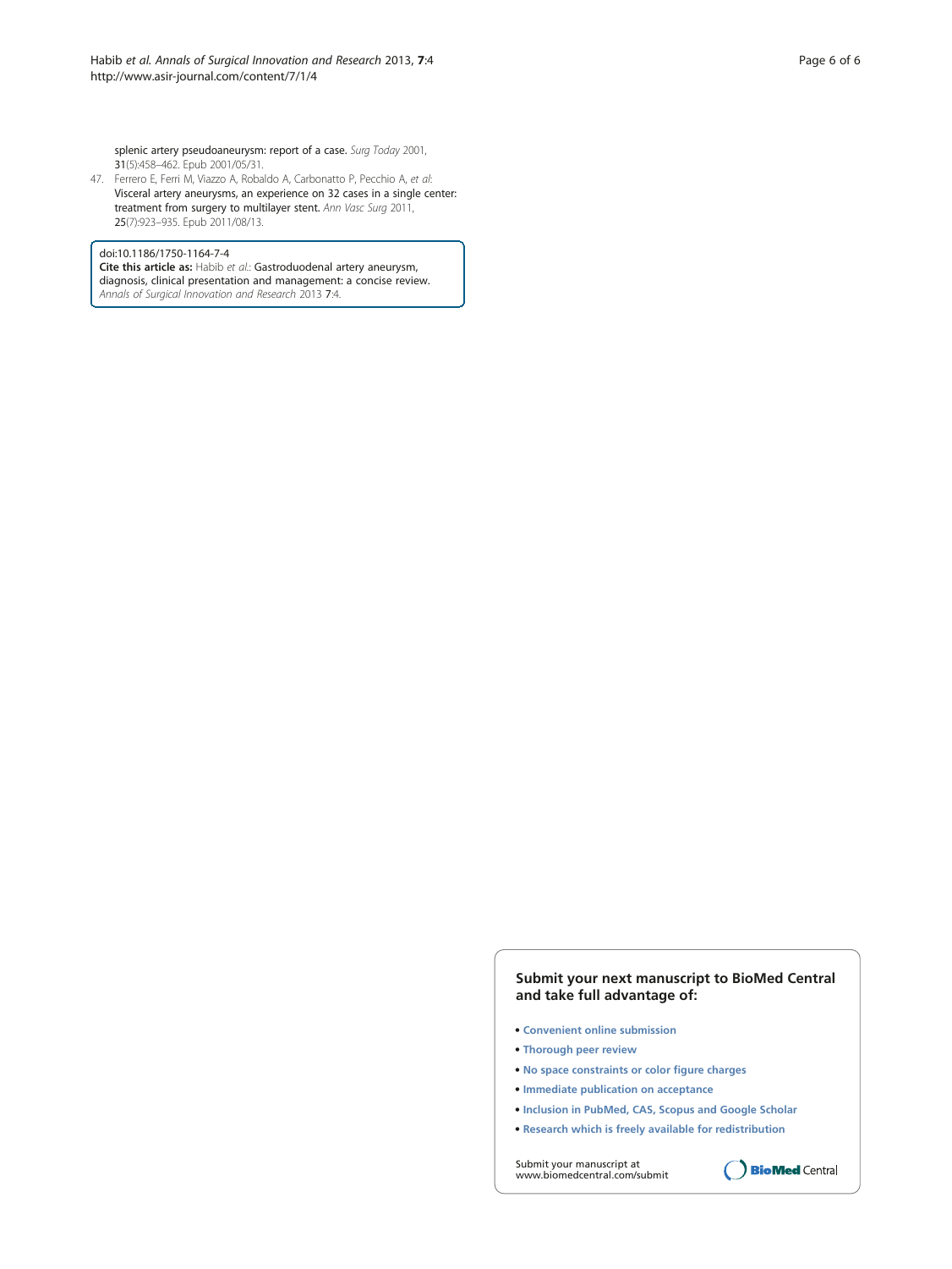splenic artery pseudoaneurysm: report of a case. *Surg Today* 2001, **31**(5):458–462. Epub 2001/05/31.

47. Ferrero E, Ferri M, Viazzo A, Robaldo A, Carbonatto P, Pecchio A, *et al*: Visceral artery aneurysms, an experience on 32 cases in a single center: treatment from surgery to multilayer stent. *Ann Vasc Surg* 2011, **25**(7):923–935. Epub 2011/08/13.

doi:10.1186/1750-1164-7-4

**Cite this article as:** Habib *et al.*: Gastroduodenal artery aneurysm, diagnosis, clinical presentation and management: a concise review. *Annals of Surgical Innovation and Research* 2013 **7**:4.

**Submit your next manuscript to BioMed Central and take full advantage of:**

- **Convenient online submission**
- **Thorough peer review**
- **No space constraints or color figure charges**
- **Immediate publication on acceptance**
- **Inclusion in PubMed, CAS, Scopus and Google Scholar**
- **Research which is freely available for redistribution**

Submit your manuscript at www.biomedcentral.com/submit

BioMed Central